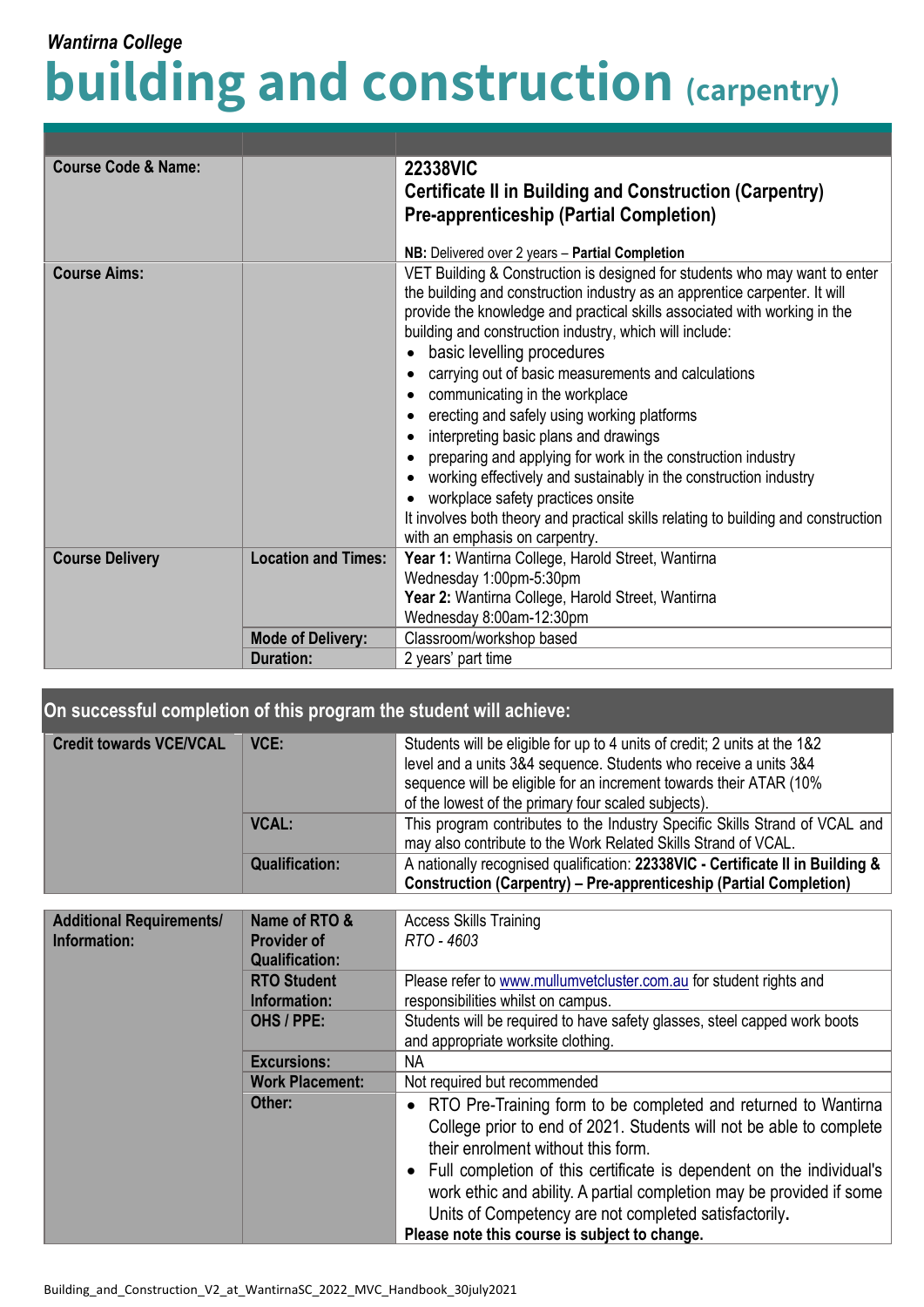*Wantirna College*

# building and construction (carpentry)

| | | |
|---|---|---|
| **Course Code & Name:** | | **22338VIC**<br>**Certificate II in Building and Construction (Carpentry) Pre-apprenticeship (Partial Completion)**<br><br>**NB:** Delivered over 2 years – **Partial Completion** |
| **Course Aims:** | | VET Building & Construction is designed for students who may want to enter the building and construction industry as an apprentice carpenter. It will provide the knowledge and practical skills associated with working in the building and construction industry, which will include:<br>• basic levelling procedures<br>• carrying out of basic measurements and calculations<br>• communicating in the workplace<br>• erecting and safely using working platforms<br>• interpreting basic plans and drawings<br>• preparing and applying for work in the construction industry<br>• working effectively and sustainably in the construction industry<br>• workplace safety practices onsite<br>It involves both theory and practical skills relating to building and construction with an emphasis on carpentry. |
| **Course Delivery** | **Location and Times:** | **Year 1:** Wantirna College, Harold Street, Wantirna<br>Wednesday 1:00pm-5:30pm<br>**Year 2:** Wantirna College, Harold Street, Wantirna<br>Wednesday 8:00am-12:30pm |
| | **Mode of Delivery:** | Classroom/workshop based |
| | **Duration:** | 2 years' part time |

## On successful completion of this program the student will achieve:

| | | |
|---|---|---|
| **Credit towards VCE/VCAL** | **VCE:** | Students will be eligible for up to 4 units of credit; 2 units at the 1&2 level and a units 3&4 sequence. Students who receive a units 3&4 sequence will be eligible for an increment towards their ATAR (10% of the lowest of the primary four scaled subjects). |
| | **VCAL:** | This program contributes to the Industry Specific Skills Strand of VCAL and may also contribute to the Work Related Skills Strand of VCAL. |
| | **Qualification:** | A nationally recognised qualification: **22338VIC - Certificate II in Building & Construction (Carpentry) – Pre-apprenticeship (Partial Completion)** |

| | | |
|---|---|---|
| **Additional Requirements/ Information:** | **Name of RTO & Provider of Qualification:** | Access Skills Training<br>*RTO - 4603* |
| | **RTO Student Information:** | Please refer to www.mullumvetcluster.com.au for student rights and responsibilities whilst on campus. |
| | **OHS / PPE:** | Students will be required to have safety glasses, steel capped work boots and appropriate worksite clothing. |
| | **Excursions:** | NA |
| | **Work Placement:** | Not required but recommended |
| | **Other:** | • RTO Pre-Training form to be completed and returned to Wantirna College prior to end of 2021. Students will not be able to complete their enrolment without this form.<br>• Full completion of this certificate is dependent on the individual's work ethic and ability. A partial completion may be provided if some Units of Competency are not completed satisfactorily.<br>**Please note this course is subject to change.** |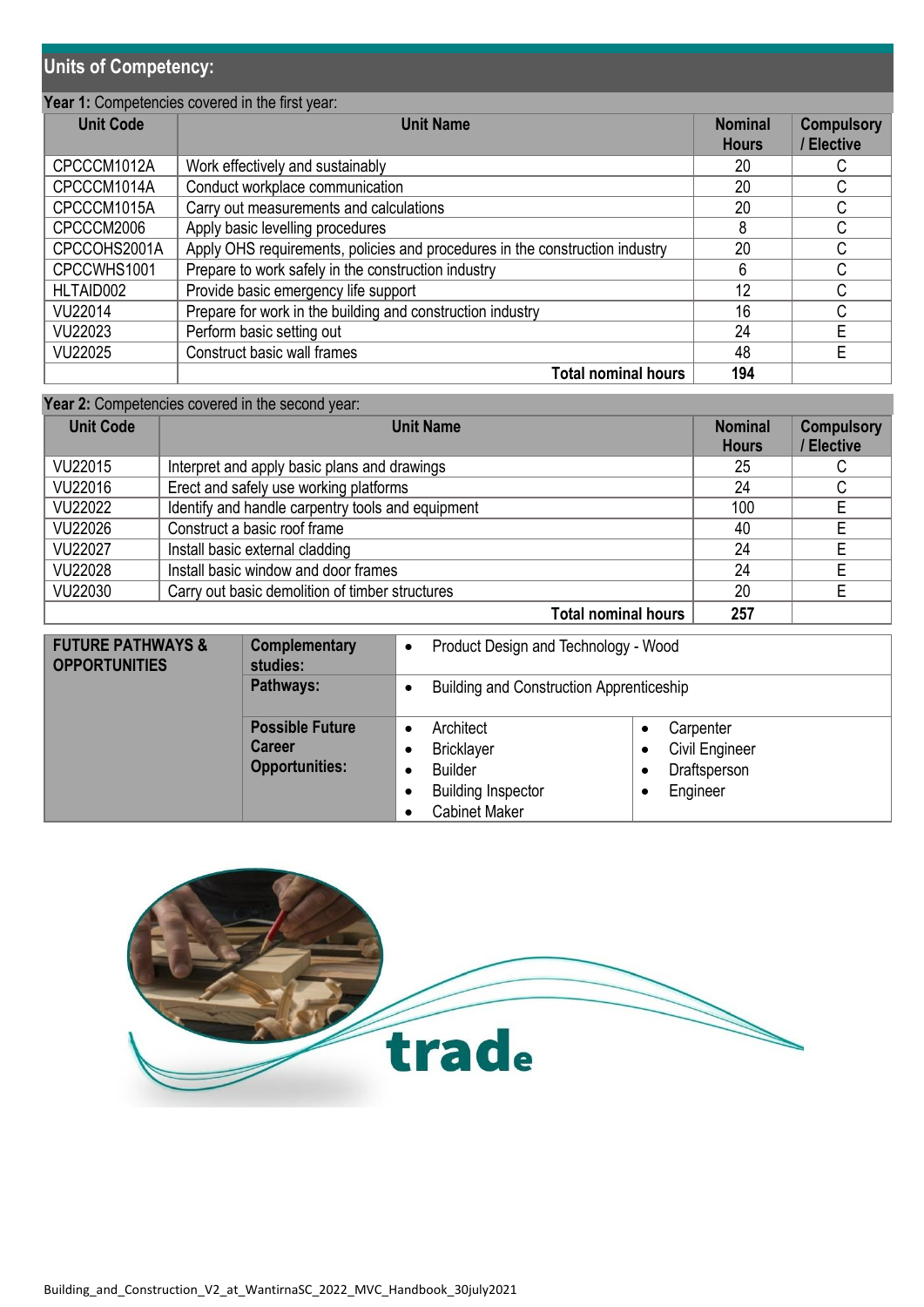## Units of Competency:

**Year 1:** Competencies covered in the first year:

| Unit Code | Unit Name | Nominal Hours | Compulsory / Elective |
|---|---|---|---|
| CPCCCM1012A | Work effectively and sustainably | 20 | C |
| CPCCCM1014A | Conduct workplace communication | 20 | C |
| CPCCCM1015A | Carry out measurements and calculations | 20 | C |
| CPCCCM2006 | Apply basic levelling procedures | 8 | C |
| CPCCOHS2001A | Apply OHS requirements, policies and procedures in the construction industry | 20 | C |
| CPCCWHS1001 | Prepare to work safely in the construction industry | 6 | C |
| HLTAID002 | Provide basic emergency life support | 12 | C |
| VU22014 | Prepare for work in the building and construction industry | 16 | C |
| VU22023 | Perform basic setting out | 24 | E |
| VU22025 | Construct basic wall frames | 48 | E |
| | **Total nominal hours** | **194** | |

**Year 2:** Competencies covered in the second year:

| Unit Code | Unit Name | Nominal Hours | Compulsory / Elective |
|---|---|---|---|
| VU22015 | Interpret and apply basic plans and drawings | 25 | C |
| VU22016 | Erect and safely use working platforms | 24 | C |
| VU22022 | Identify and handle carpentry tools and equipment | 100 | E |
| VU22026 | Construct a basic roof frame | 40 | E |
| VU22027 | Install basic external cladding | 24 | E |
| VU22028 | Install basic window and door frames | 24 | E |
| VU22030 | Carry out basic demolition of timber structures | 20 | E |
| | **Total nominal hours** | **257** | |

| | | | |
|---|---|---|---|
| **FUTURE PATHWAYS & OPPORTUNITIES** | **Complementary studies:** | • Product Design and Technology - Wood | |
| | **Pathways:** | • Building and Construction Apprenticeship | |
| | **Possible Future Career Opportunities:** | • Architect<br>• Bricklayer<br>• Builder<br>• Building Inspector<br>• Cabinet Maker | • Carpenter<br>• Civil Engineer<br>• Draftsperson<br>• Engineer |

trade